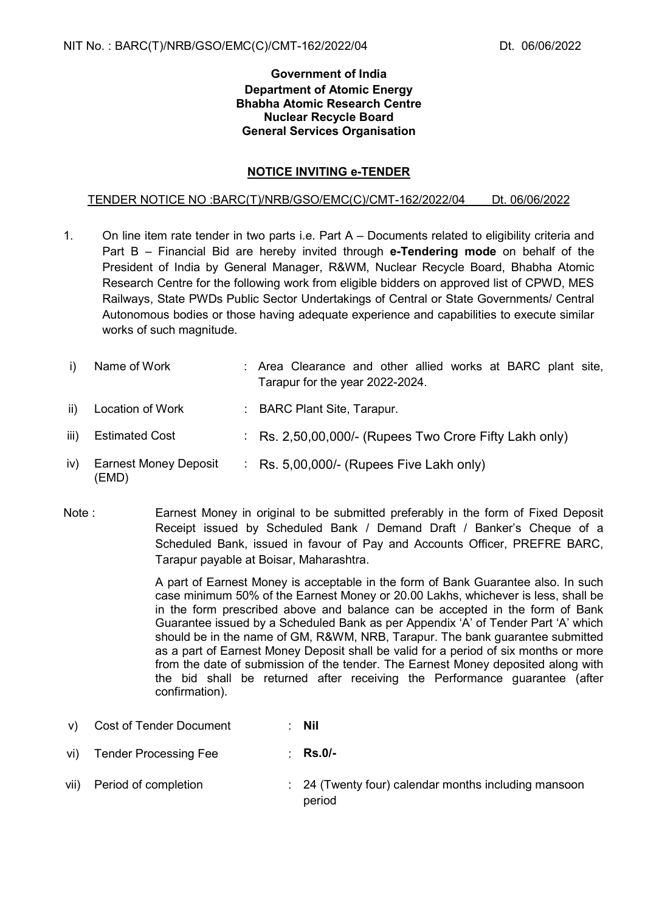NIT No. : BARC(T)/NRB/GSO/EMC(C)/CMT-162/2022/04 Dt. 06/06/2022

**Government of India**
**Department of Atomic Energy**
**Bhabha Atomic Research Centre**
**Nuclear Recycle Board**
**General Services Organisation**

## NOTICE INVITING e-TENDER

TENDER NOTICE NO :BARC(T)/NRB/GSO/EMC(C)/CMT-162/2022/04 Dt. 06/06/2022

1. On line item rate tender in two parts i.e. Part A – Documents related to eligibility criteria and Part B – Financial Bid are hereby invited through **e-Tendering mode** on behalf of the President of India by General Manager, R&WM, Nuclear Recycle Board, Bhabha Atomic Research Centre for the following work from eligible bidders on approved list of CPWD, MES Railways, State PWDs Public Sector Undertakings of Central or State Governments/ Central Autonomous bodies or those having adequate experience and capabilities to execute similar works of such magnitude.

| | | | |
|---|---|---|---|
| i) | Name of Work | : | Area Clearance and other allied works at BARC plant site, Tarapur for the year 2022-2024. |
| ii) | Location of Work | : | BARC Plant Site, Tarapur. |
| iii) | Estimated Cost | : | Rs. 2,50,00,000/- (Rupees Two Crore Fifty Lakh only) |
| iv) | Earnest Money Deposit (EMD) | : | Rs. 5,00,000/- (Rupees Five Lakh only) |

Note : Earnest Money in original to be submitted preferably in the form of Fixed Deposit Receipt issued by Scheduled Bank / Demand Draft / Banker's Cheque of a Scheduled Bank, issued in favour of Pay and Accounts Officer, PREFRE BARC, Tarapur payable at Boisar, Maharashtra.

A part of Earnest Money is acceptable in the form of Bank Guarantee also. In such case minimum 50% of the Earnest Money or 20.00 Lakhs, whichever is less, shall be in the form prescribed above and balance can be accepted in the form of Bank Guarantee issued by a Scheduled Bank as per Appendix 'A' of Tender Part 'A' which should be in the name of GM, R&WM, NRB, Tarapur. The bank guarantee submitted as a part of Earnest Money Deposit shall be valid for a period of six months or more from the date of submission of the tender. The Earnest Money deposited along with the bid shall be returned after receiving the Performance guarantee (after confirmation).

| | | | |
|---|---|---|---|
| v) | Cost of Tender Document | : | **Nil** |
| vi) | Tender Processing Fee | : | **Rs.0/-** |
| vii) | Period of completion | : | 24 (Twenty four) calendar months including mansoon period |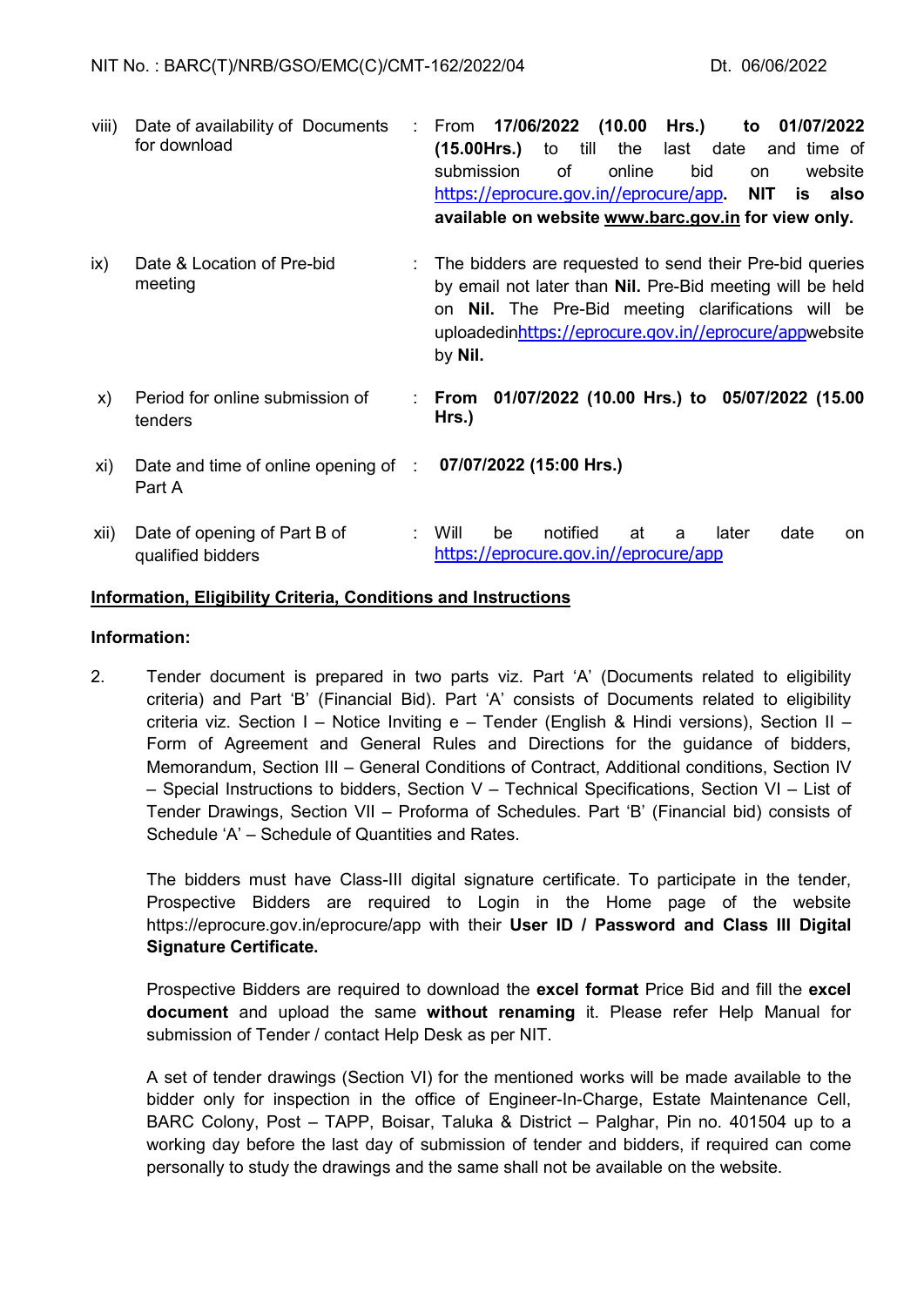| | | | |
|---|---|---|---|
| viii) | Date of availability of Documents for download | : | From **17/06/2022 (10.00 Hrs.) to 01/07/2022 (15.00Hrs.)** to till the last date and time of submission of online bid on website https://eprocure.gov.in//eprocure/app. **NIT is also available on website www.barc.gov.in for view only.** |
| ix) | Date & Location of Pre-bid meeting | : | The bidders are requested to send their Pre-bid queries by email not later than **Nil.** Pre-Bid meeting will be held on **Nil.** The Pre-Bid meeting clarifications will be uploadedinhttps://eprocure.gov.in//eprocure/appwebsite by **Nil.** |
| x) | Period for online submission of tenders | : | **From 01/07/2022 (10.00 Hrs.) to 05/07/2022 (15.00 Hrs.)** |
| xi) | Date and time of online opening of Part A | : | **07/07/2022 (15:00 Hrs.)** |
| xii) | Date of opening of Part B of qualified bidders | : | Will be notified at a later date on https://eprocure.gov.in//eprocure/app |

**Information, Eligibility Criteria, Conditions and Instructions**

**Information:**

2. Tender document is prepared in two parts viz. Part 'A' (Documents related to eligibility criteria) and Part 'B' (Financial Bid). Part 'A' consists of Documents related to eligibility criteria viz. Section I – Notice Inviting e – Tender (English & Hindi versions), Section II – Form of Agreement and General Rules and Directions for the guidance of bidders, Memorandum, Section III – General Conditions of Contract, Additional conditions, Section IV – Special Instructions to bidders, Section V – Technical Specifications, Section VI – List of Tender Drawings, Section VII – Proforma of Schedules. Part 'B' (Financial bid) consists of Schedule 'A' – Schedule of Quantities and Rates.

   The bidders must have Class-III digital signature certificate. To participate in the tender, Prospective Bidders are required to Login in the Home page of the website https://eprocure.gov.in/eprocure/app with their **User ID / Password and Class III Digital Signature Certificate.**

   Prospective Bidders are required to download the **excel format** Price Bid and fill the **excel document** and upload the same **without renaming** it. Please refer Help Manual for submission of Tender / contact Help Desk as per NIT.

   A set of tender drawings (Section VI) for the mentioned works will be made available to the bidder only for inspection in the office of Engineer-In-Charge, Estate Maintenance Cell, BARC Colony, Post – TAPP, Boisar, Taluka & District – Palghar, Pin no. 401504 up to a working day before the last day of submission of tender and bidders, if required can come personally to study the drawings and the same shall not be available on the website.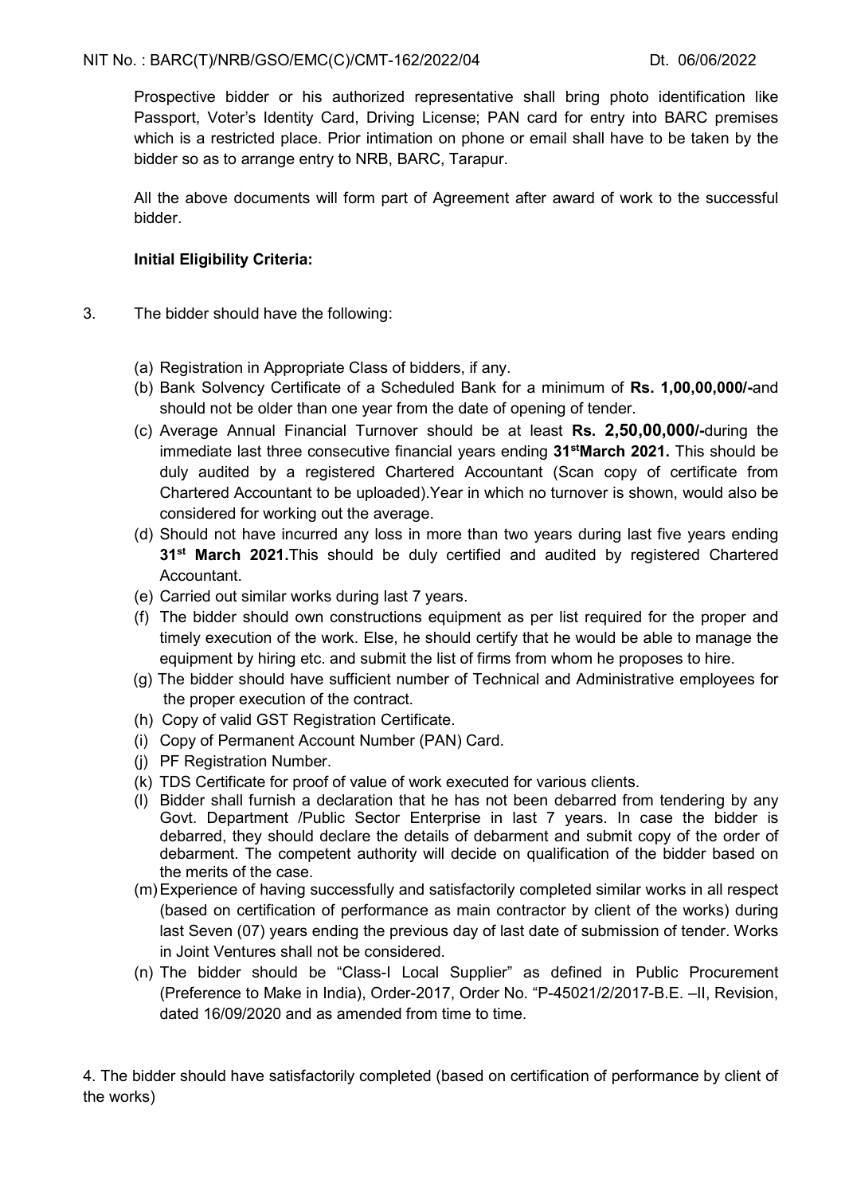Prospective bidder or his authorized representative shall bring photo identification like Passport, Voter's Identity Card, Driving License; PAN card for entry into BARC premises which is a restricted place. Prior intimation on phone or email shall have to be taken by the bidder so as to arrange entry to NRB, BARC, Tarapur.

All the above documents will form part of Agreement after award of work to the successful bidder.

**Initial Eligibility Criteria:**

3. The bidder should have the following:

(a) Registration in Appropriate Class of bidders, if any.
(b) Bank Solvency Certificate of a Scheduled Bank for a minimum of **Rs. 1,00,00,000/-** and should not be older than one year from the date of opening of tender.
(c) Average Annual Financial Turnover should be at least **Rs. 2,50,00,000/-** during the immediate last three consecutive financial years ending **31st March 2021.** This should be duly audited by a registered Chartered Accountant (Scan copy of certificate from Chartered Accountant to be uploaded). Year in which no turnover is shown, would also be considered for working out the average.
(d) Should not have incurred any loss in more than two years during last five years ending **31st March 2021.** This should be duly certified and audited by registered Chartered Accountant.
(e) Carried out similar works during last 7 years.
(f) The bidder should own constructions equipment as per list required for the proper and timely execution of the work. Else, he should certify that he would be able to manage the equipment by hiring etc. and submit the list of firms from whom he proposes to hire.
(g) The bidder should have sufficient number of Technical and Administrative employees for the proper execution of the contract.
(h) Copy of valid GST Registration Certificate.
(i) Copy of Permanent Account Number (PAN) Card.
(j) PF Registration Number.
(k) TDS Certificate for proof of value of work executed for various clients.
(l) Bidder shall furnish a declaration that he has not been debarred from tendering by any Govt. Department /Public Sector Enterprise in last 7 years. In case the bidder is debarred, they should declare the details of debarment and submit copy of the order of debarment. The competent authority will decide on qualification of the bidder based on the merits of the case.
(m) Experience of having successfully and satisfactorily completed similar works in all respect (based on certification of performance as main contractor by client of the works) during last Seven (07) years ending the previous day of last date of submission of tender. Works in Joint Ventures shall not be considered.
(n) The bidder should be "Class-I Local Supplier" as defined in Public Procurement (Preference to Make in India), Order-2017, Order No. "P-45021/2/2017-B.E. –II, Revision, dated 16/09/2020 and as amended from time to time.

4. The bidder should have satisfactorily completed (based on certification of performance by client of the works)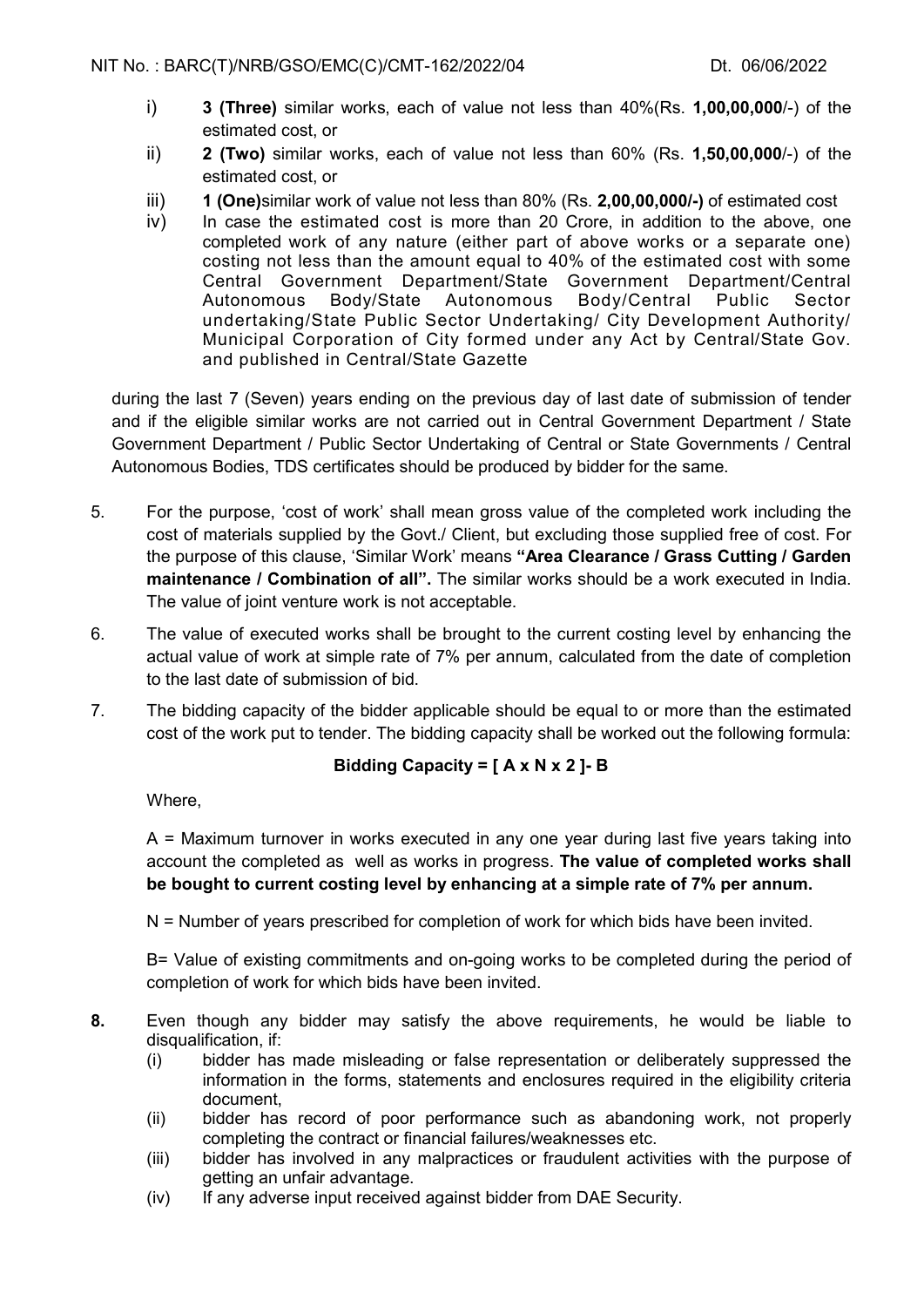i) **3 (Three)** similar works, each of value not less than 40%(Rs. **1,00,00,000**/-) of the estimated cost, or

ii) **2 (Two)** similar works, each of value not less than 60% (Rs. **1,50,00,000**/-) of the estimated cost, or

iii) **1 (One)**similar work of value not less than 80% (Rs. **2,00,00,000/-)** of estimated cost

iv) In case the estimated cost is more than 20 Crore, in addition to the above, one completed work of any nature (either part of above works or a separate one) costing not less than the amount equal to 40% of the estimated cost with some Central Government Department/State Government Department/Central Autonomous Body/State Autonomous Body/Central Public Sector undertaking/State Public Sector Undertaking/ City Development Authority/ Municipal Corporation of City formed under any Act by Central/State Gov. and published in Central/State Gazette

during the last 7 (Seven) years ending on the previous day of last date of submission of tender and if the eligible similar works are not carried out in Central Government Department / State Government Department / Public Sector Undertaking of Central or State Governments / Central Autonomous Bodies, TDS certificates should be produced by bidder for the same.

5. For the purpose, 'cost of work' shall mean gross value of the completed work including the cost of materials supplied by the Govt./ Client, but excluding those supplied free of cost. For the purpose of this clause, 'Similar Work' means **"Area Clearance / Grass Cutting / Garden maintenance / Combination of all".** The similar works should be a work executed in India. The value of joint venture work is not acceptable.

6. The value of executed works shall be brought to the current costing level by enhancing the actual value of work at simple rate of 7% per annum, calculated from the date of completion to the last date of submission of bid.

7. The bidding capacity of the bidder applicable should be equal to or more than the estimated cost of the work put to tender. The bidding capacity shall be worked out the following formula:

**Bidding Capacity = [ A x N x 2 ]- B**

Where,

A = Maximum turnover in works executed in any one year during last five years taking into account the completed as well as works in progress. **The value of completed works shall be bought to current costing level by enhancing at a simple rate of 7% per annum.**

N = Number of years prescribed for completion of work for which bids have been invited.

B= Value of existing commitments and on-going works to be completed during the period of completion of work for which bids have been invited.

**8.** Even though any bidder may satisfy the above requirements, he would be liable to disqualification, if:

(i) bidder has made misleading or false representation or deliberately suppressed the information in the forms, statements and enclosures required in the eligibility criteria document,

(ii) bidder has record of poor performance such as abandoning work, not properly completing the contract or financial failures/weaknesses etc.

(iii) bidder has involved in any malpractices or fraudulent activities with the purpose of getting an unfair advantage.

(iv) If any adverse input received against bidder from DAE Security.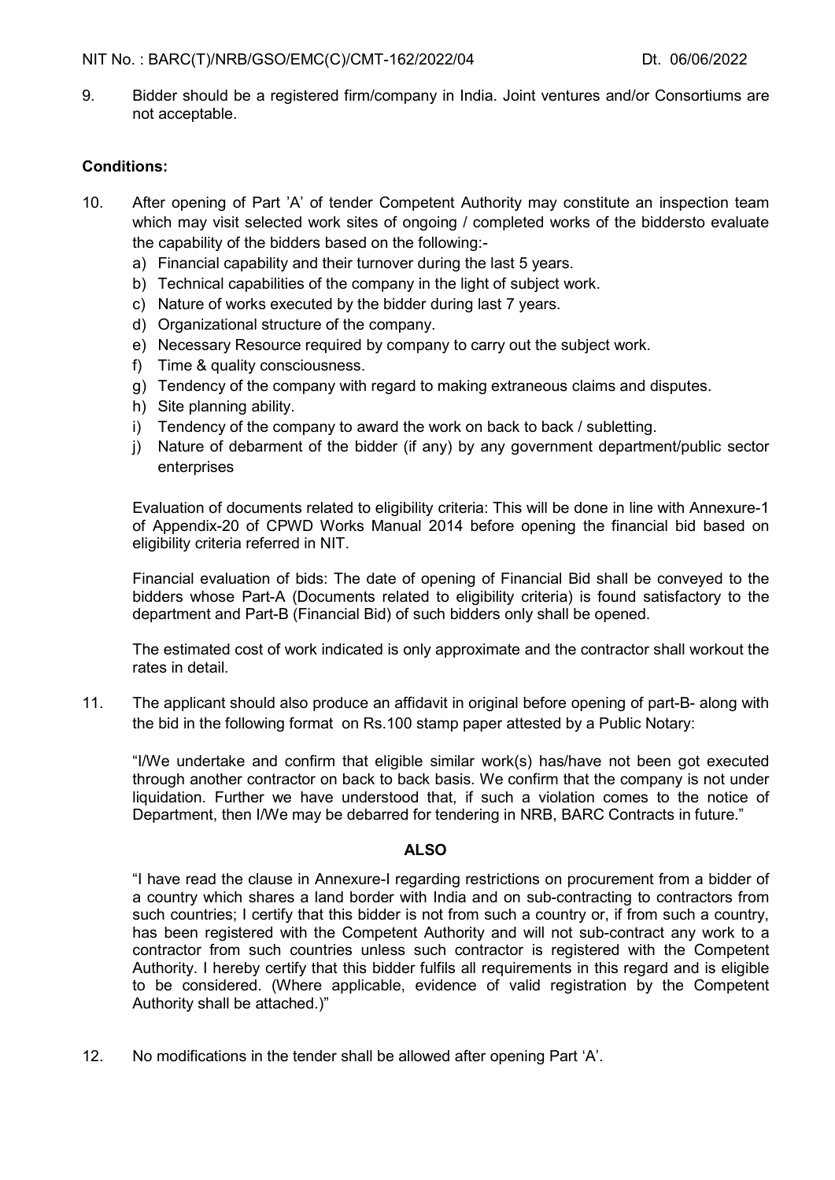9. Bidder should be a registered firm/company in India. Joint ventures and/or Consortiums are not acceptable.

**Conditions:**

10. After opening of Part 'A' of tender Competent Authority may constitute an inspection team which may visit selected work sites of ongoing / completed works of the biddersto evaluate the capability of the bidders based on the following:-
    a) Financial capability and their turnover during the last 5 years.
    b) Technical capabilities of the company in the light of subject work.
    c) Nature of works executed by the bidder during last 7 years.
    d) Organizational structure of the company.
    e) Necessary Resource required by company to carry out the subject work.
    f) Time & quality consciousness.
    g) Tendency of the company with regard to making extraneous claims and disputes.
    h) Site planning ability.
    i) Tendency of the company to award the work on back to back / subletting.
    j) Nature of debarment of the bidder (if any) by any government department/public sector enterprises

    Evaluation of documents related to eligibility criteria: This will be done in line with Annexure-1 of Appendix-20 of CPWD Works Manual 2014 before opening the financial bid based on eligibility criteria referred in NIT.

    Financial evaluation of bids: The date of opening of Financial Bid shall be conveyed to the bidders whose Part-A (Documents related to eligibility criteria) is found satisfactory to the department and Part-B (Financial Bid) of such bidders only shall be opened.

    The estimated cost of work indicated is only approximate and the contractor shall workout the rates in detail.

11. The applicant should also produce an affidavit in original before opening of part-B- along with the bid in the following format on Rs.100 stamp paper attested by a Public Notary:

    "I/We undertake and confirm that eligible similar work(s) has/have not been got executed through another contractor on back to back basis. We confirm that the company is not under liquidation. Further we have understood that, if such a violation comes to the notice of Department, then I/We may be debarred for tendering in NRB, BARC Contracts in future."

    **ALSO**

    "I have read the clause in Annexure-I regarding restrictions on procurement from a bidder of a country which shares a land border with India and on sub-contracting to contractors from such countries; I certify that this bidder is not from such a country or, if from such a country, has been registered with the Competent Authority and will not sub-contract any work to a contractor from such countries unless such contractor is registered with the Competent Authority. I hereby certify that this bidder fulfils all requirements in this regard and is eligible to be considered. (Where applicable, evidence of valid registration by the Competent Authority shall be attached.)"

12. No modifications in the tender shall be allowed after opening Part 'A'.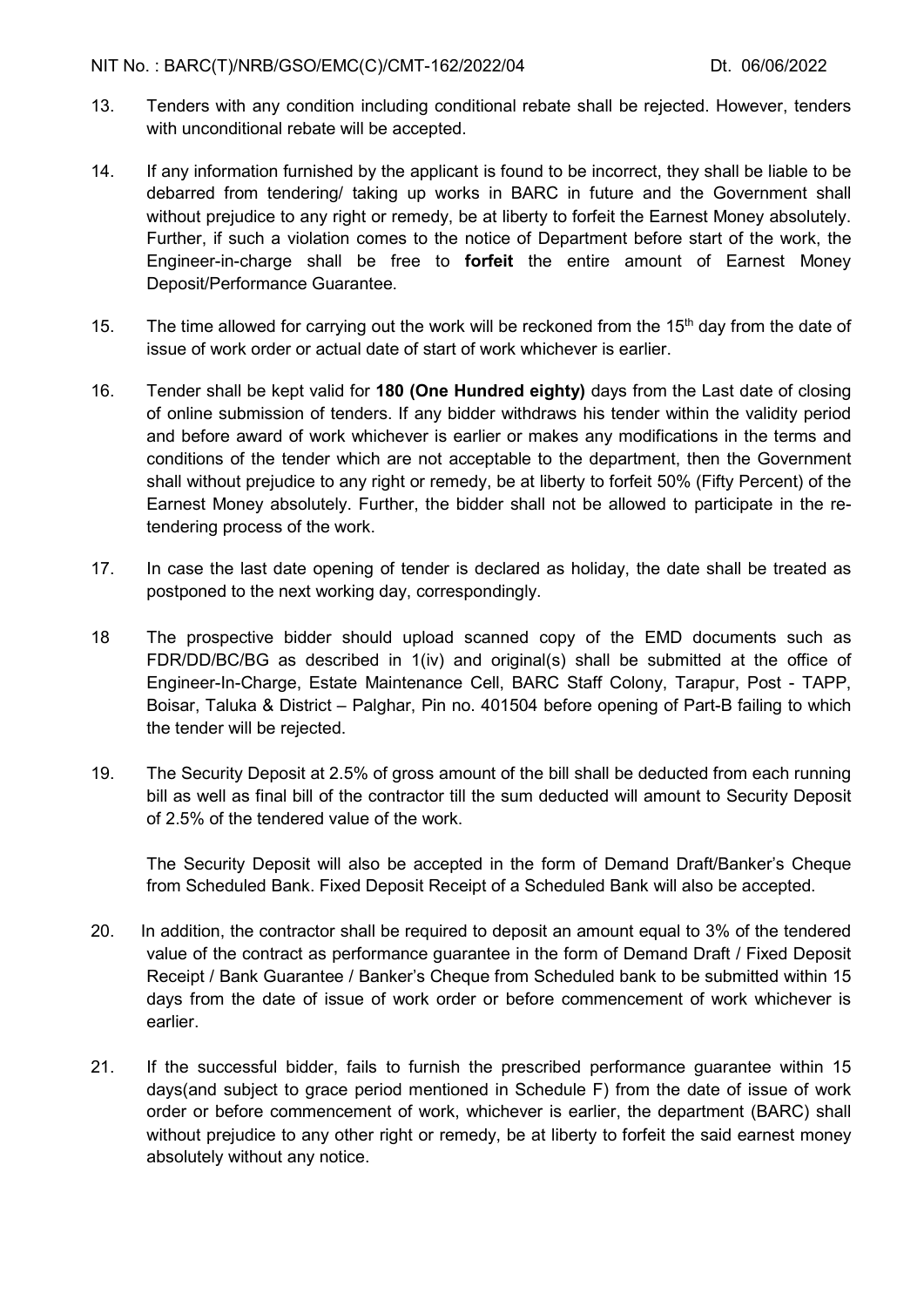13. Tenders with any condition including conditional rebate shall be rejected. However, tenders with unconditional rebate will be accepted.

14. If any information furnished by the applicant is found to be incorrect, they shall be liable to be debarred from tendering/ taking up works in BARC in future and the Government shall without prejudice to any right or remedy, be at liberty to forfeit the Earnest Money absolutely. Further, if such a violation comes to the notice of Department before start of the work, the Engineer-in-charge shall be free to **forfeit** the entire amount of Earnest Money Deposit/Performance Guarantee.

15. The time allowed for carrying out the work will be reckoned from the 15th day from the date of issue of work order or actual date of start of work whichever is earlier.

16. Tender shall be kept valid for **180 (One Hundred eighty)** days from the Last date of closing of online submission of tenders. If any bidder withdraws his tender within the validity period and before award of work whichever is earlier or makes any modifications in the terms and conditions of the tender which are not acceptable to the department, then the Government shall without prejudice to any right or remedy, be at liberty to forfeit 50% (Fifty Percent) of the Earnest Money absolutely. Further, the bidder shall not be allowed to participate in the re-tendering process of the work.

17. In case the last date opening of tender is declared as holiday, the date shall be treated as postponed to the next working day, correspondingly.

18 The prospective bidder should upload scanned copy of the EMD documents such as FDR/DD/BC/BG as described in 1(iv) and original(s) shall be submitted at the office of Engineer-In-Charge, Estate Maintenance Cell, BARC Staff Colony, Tarapur, Post - TAPP, Boisar, Taluka & District – Palghar, Pin no. 401504 before opening of Part-B failing to which the tender will be rejected.

19. The Security Deposit at 2.5% of gross amount of the bill shall be deducted from each running bill as well as final bill of the contractor till the sum deducted will amount to Security Deposit of 2.5% of the tendered value of the work.

    The Security Deposit will also be accepted in the form of Demand Draft/Banker's Cheque from Scheduled Bank. Fixed Deposit Receipt of a Scheduled Bank will also be accepted.

20. In addition, the contractor shall be required to deposit an amount equal to 3% of the tendered value of the contract as performance guarantee in the form of Demand Draft / Fixed Deposit Receipt / Bank Guarantee / Banker's Cheque from Scheduled bank to be submitted within 15 days from the date of issue of work order or before commencement of work whichever is earlier.

21. If the successful bidder, fails to furnish the prescribed performance guarantee within 15 days(and subject to grace period mentioned in Schedule F) from the date of issue of work order or before commencement of work, whichever is earlier, the department (BARC) shall without prejudice to any other right or remedy, be at liberty to forfeit the said earnest money absolutely without any notice.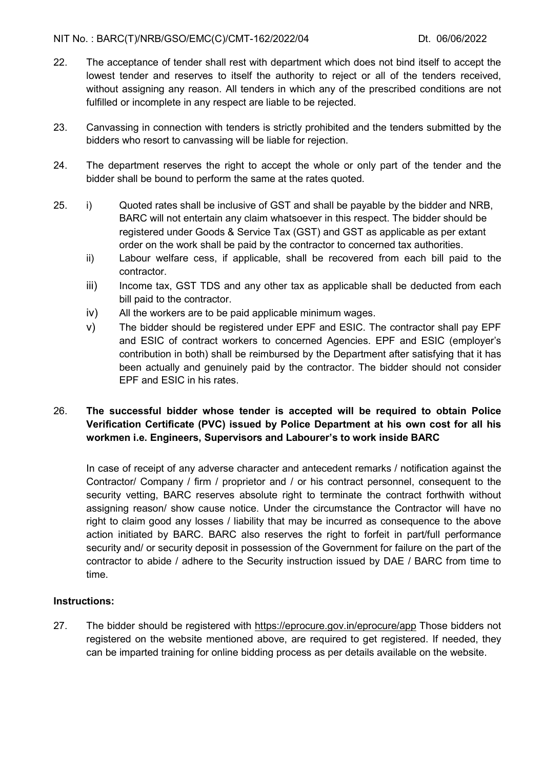22. The acceptance of tender shall rest with department which does not bind itself to accept the lowest tender and reserves to itself the authority to reject or all of the tenders received, without assigning any reason. All tenders in which any of the prescribed conditions are not fulfilled or incomplete in any respect are liable to be rejected.

23. Canvassing in connection with tenders is strictly prohibited and the tenders submitted by the bidders who resort to canvassing will be liable for rejection.

24. The department reserves the right to accept the whole or only part of the tender and the bidder shall be bound to perform the same at the rates quoted.

25. i) Quoted rates shall be inclusive of GST and shall be payable by the bidder and NRB, BARC will not entertain any claim whatsoever in this respect. The bidder should be registered under Goods & Service Tax (GST) and GST as applicable as per extant order on the work shall be paid by the contractor to concerned tax authorities.
    ii) Labour welfare cess, if applicable, shall be recovered from each bill paid to the contractor.
    iii) Income tax, GST TDS and any other tax as applicable shall be deducted from each bill paid to the contractor.
    iv) All the workers are to be paid applicable minimum wages.
    v) The bidder should be registered under EPF and ESIC. The contractor shall pay EPF and ESIC of contract workers to concerned Agencies. EPF and ESIC (employer's contribution in both) shall be reimbursed by the Department after satisfying that it has been actually and genuinely paid by the contractor. The bidder should not consider EPF and ESIC in his rates.

26. **The successful bidder whose tender is accepted will be required to obtain Police Verification Certificate (PVC) issued by Police Department at his own cost for all his workmen i.e. Engineers, Supervisors and Labourer's to work inside BARC**

    In case of receipt of any adverse character and antecedent remarks / notification against the Contractor/ Company / firm / proprietor and / or his contract personnel, consequent to the security vetting, BARC reserves absolute right to terminate the contract forthwith without assigning reason/ show cause notice. Under the circumstance the Contractor will have no right to claim good any losses / liability that may be incurred as consequence to the above action initiated by BARC. BARC also reserves the right to forfeit in part/full performance security and/ or security deposit in possession of the Government for failure on the part of the contractor to abide / adhere to the Security instruction issued by DAE / BARC from time to time.

**Instructions:**

27. The bidder should be registered with https://eprocure.gov.in/eprocure/app Those bidders not registered on the website mentioned above, are required to get registered. If needed, they can be imparted training for online bidding process as per details available on the website.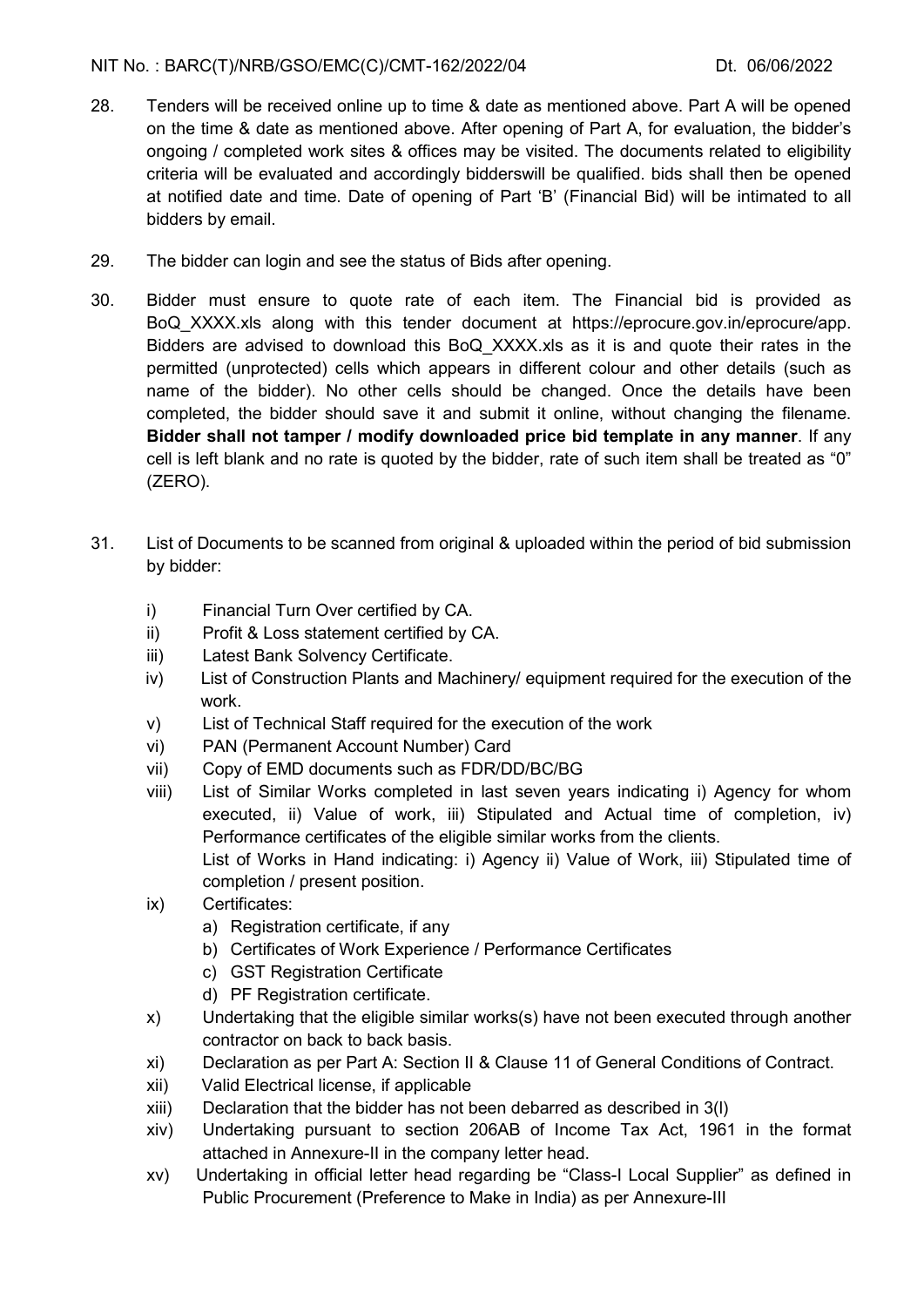28. Tenders will be received online up to time & date as mentioned above. Part A will be opened on the time & date as mentioned above. After opening of Part A, for evaluation, the bidder's ongoing / completed work sites & offices may be visited. The documents related to eligibility criteria will be evaluated and accordingly bidderswill be qualified. bids shall then be opened at notified date and time. Date of opening of Part 'B' (Financial Bid) will be intimated to all bidders by email.

29. The bidder can login and see the status of Bids after opening.

30. Bidder must ensure to quote rate of each item. The Financial bid is provided as BoQ_XXXX.xls along with this tender document at https://eprocure.gov.in/eprocure/app. Bidders are advised to download this BoQ_XXXX.xls as it is and quote their rates in the permitted (unprotected) cells which appears in different colour and other details (such as name of the bidder). No other cells should be changed. Once the details have been completed, the bidder should save it and submit it online, without changing the filename. **Bidder shall not tamper / modify downloaded price bid template in any manner**. If any cell is left blank and no rate is quoted by the bidder, rate of such item shall be treated as "0" (ZERO).

31. List of Documents to be scanned from original & uploaded within the period of bid submission by bidder:

    i) Financial Turn Over certified by CA.
    ii) Profit & Loss statement certified by CA.
    iii) Latest Bank Solvency Certificate.
    iv) List of Construction Plants and Machinery/ equipment required for the execution of the work.
    v) List of Technical Staff required for the execution of the work
    vi) PAN (Permanent Account Number) Card
    vii) Copy of EMD documents such as FDR/DD/BC/BG
    viii) List of Similar Works completed in last seven years indicating i) Agency for whom executed, ii) Value of work, iii) Stipulated and Actual time of completion, iv) Performance certificates of the eligible similar works from the clients.
    List of Works in Hand indicating: i) Agency ii) Value of Work, iii) Stipulated time of completion / present position.
    ix) Certificates:
        a) Registration certificate, if any
        b) Certificates of Work Experience / Performance Certificates
        c) GST Registration Certificate
        d) PF Registration certificate.
    x) Undertaking that the eligible similar works(s) have not been executed through another contractor on back to back basis.
    xi) Declaration as per Part A: Section II & Clause 11 of General Conditions of Contract.
    xii) Valid Electrical license, if applicable
    xiii) Declaration that the bidder has not been debarred as described in 3(l)
    xiv) Undertaking pursuant to section 206AB of Income Tax Act, 1961 in the format attached in Annexure-II in the company letter head.
    xv) Undertaking in official letter head regarding be "Class-I Local Supplier" as defined in Public Procurement (Preference to Make in India) as per Annexure-III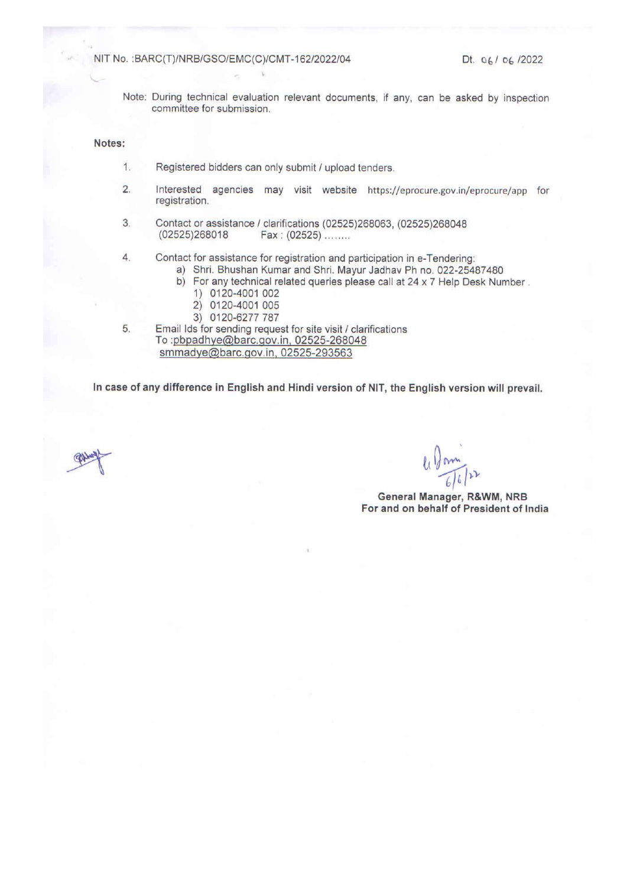NIT No. :BARC(T)/NRB/GSO/EMC(C)/CMT-162/2022/04 Dt. 06/ 06 /2022

Note: During technical evaluation relevant documents, if any, can be asked by inspection committee for submission.

**Notes:**

1. Registered bidders can only submit / upload tenders.
2. Interested agencies may visit website https://eprocure.gov.in/eprocure/app for registration.
3. Contact or assistance / clarifications (02525)268063, (02525)268048 (02525)268018 Fax : (02525) ........
4. Contact for assistance for registration and participation in e-Tendering:
   a) Shri. Bhushan Kumar and Shri. Mayur Jadhav Ph no. 022-25487480
   b) For any technical related queries please call at 24 x 7 Help Desk Number .
      1) 0120-4001 002
      2) 0120-4001 005
      3) 0120-6277 787
5. Email Ids for sending request for site visit / clarifications
   To :pbpadhye@barc.gov.in, 02525-268048
   smmadye@barc.gov.in, 02525-293563

**In case of any difference in English and Hindi version of NIT, the English version will prevail.**

6/6/22

**General Manager, R&WM, NRB**
**For and on behalf of President of India**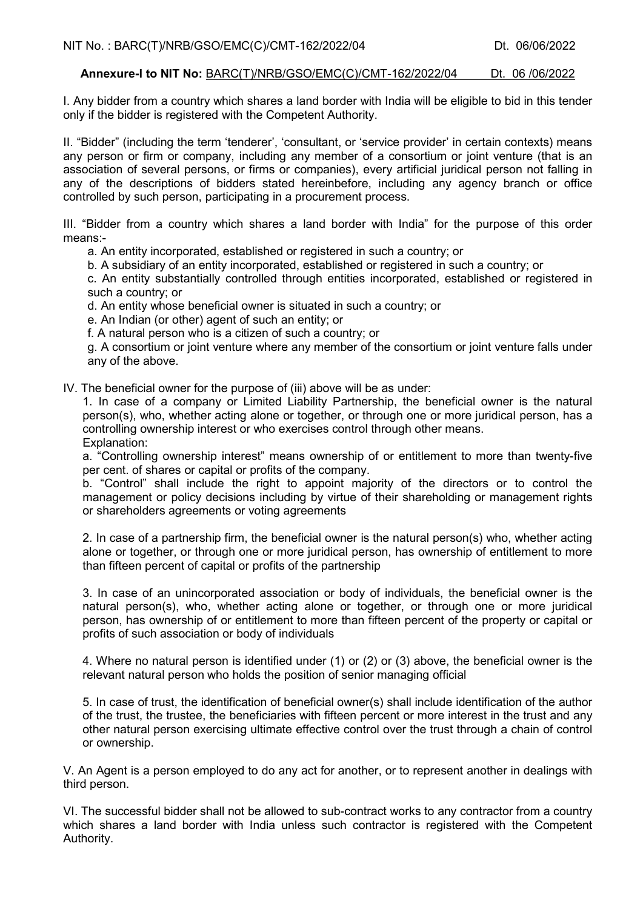**Annexure-I to NIT No:** BARC(T)/NRB/GSO/EMC(C)/CMT-162/2022/04 Dt. 06 /06/2022

I. Any bidder from a country which shares a land border with India will be eligible to bid in this tender only if the bidder is registered with the Competent Authority.

II. "Bidder" (including the term 'tenderer', 'consultant, or 'service provider' in certain contexts) means any person or firm or company, including any member of a consortium or joint venture (that is an association of several persons, or firms or companies), every artificial juridical person not falling in any of the descriptions of bidders stated hereinbefore, including any agency branch or office controlled by such person, participating in a procurement process.

III. "Bidder from a country which shares a land border with India" for the purpose of this order means:-

a. An entity incorporated, established or registered in such a country; or

b. A subsidiary of an entity incorporated, established or registered in such a country; or

c. An entity substantially controlled through entities incorporated, established or registered in such a country; or

d. An entity whose beneficial owner is situated in such a country; or

e. An Indian (or other) agent of such an entity; or

f. A natural person who is a citizen of such a country; or

g. A consortium or joint venture where any member of the consortium or joint venture falls under any of the above.

IV. The beneficial owner for the purpose of (iii) above will be as under:

1. In case of a company or Limited Liability Partnership, the beneficial owner is the natural person(s), who, whether acting alone or together, or through one or more juridical person, has a controlling ownership interest or who exercises control through other means.
Explanation:

a. "Controlling ownership interest" means ownership of or entitlement to more than twenty-five per cent. of shares or capital or profits of the company.

b. "Control" shall include the right to appoint majority of the directors or to control the management or policy decisions including by virtue of their shareholding or management rights or shareholders agreements or voting agreements

2. In case of a partnership firm, the beneficial owner is the natural person(s) who, whether acting alone or together, or through one or more juridical person, has ownership of entitlement to more than fifteen percent of capital or profits of the partnership

3. In case of an unincorporated association or body of individuals, the beneficial owner is the natural person(s), who, whether acting alone or together, or through one or more juridical person, has ownership of or entitlement to more than fifteen percent of the property or capital or profits of such association or body of individuals

4. Where no natural person is identified under (1) or (2) or (3) above, the beneficial owner is the relevant natural person who holds the position of senior managing official

5. In case of trust, the identification of beneficial owner(s) shall include identification of the author of the trust, the trustee, the beneficiaries with fifteen percent or more interest in the trust and any other natural person exercising ultimate effective control over the trust through a chain of control or ownership.

V. An Agent is a person employed to do any act for another, or to represent another in dealings with third person.

VI. The successful bidder shall not be allowed to sub-contract works to any contractor from a country which shares a land border with India unless such contractor is registered with the Competent Authority.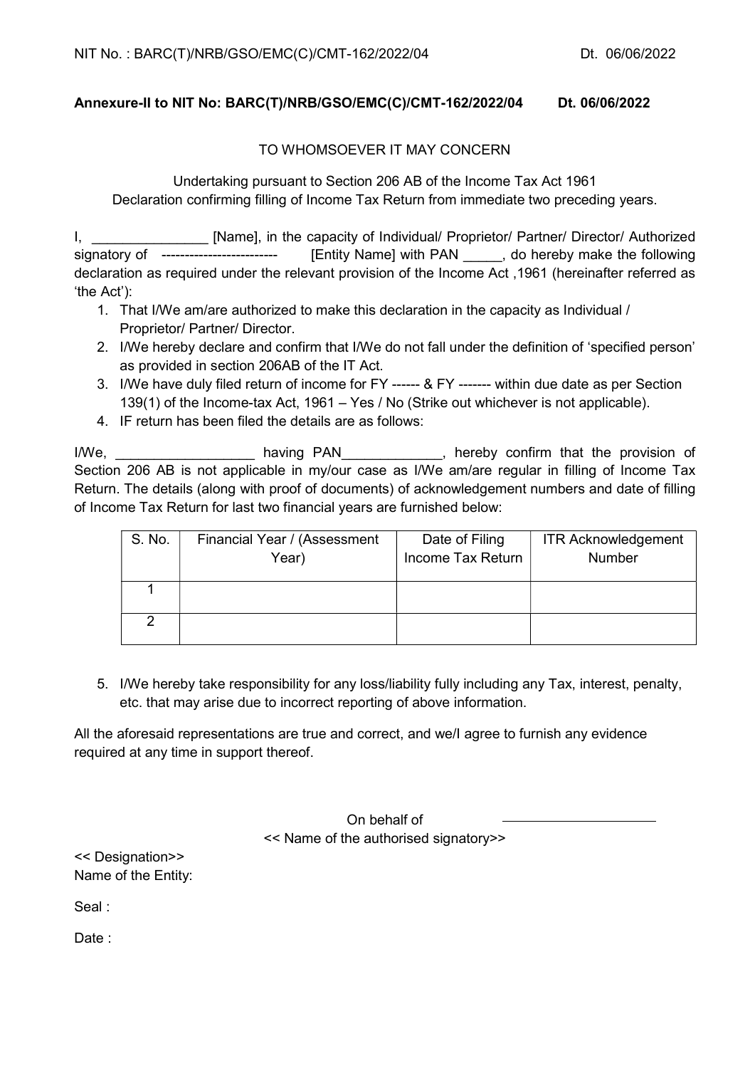**Annexure-II to NIT No: BARC(T)/NRB/GSO/EMC(C)/CMT-162/2022/04 Dt. 06/06/2022**

TO WHOMSOEVER IT MAY CONCERN

Undertaking pursuant to Section 206 AB of the Income Tax Act 1961
Declaration confirming filling of Income Tax Return from immediate two preceding years.

I, _______________ [Name], in the capacity of Individual/ Proprietor/ Partner/ Director/ Authorized signatory of ------------------------ [Entity Name] with PAN _____, do hereby make the following declaration as required under the relevant provision of the Income Act ,1961 (hereinafter referred as 'the Act'):

1. That I/We am/are authorized to make this declaration in the capacity as Individual / Proprietor/ Partner/ Director.
2. I/We hereby declare and confirm that I/We do not fall under the definition of 'specified person' as provided in section 206AB of the IT Act.
3. I/We have duly filed return of income for FY ------ & FY ------- within due date as per Section 139(1) of the Income-tax Act, 1961 – Yes / No (Strike out whichever is not applicable).
4. IF return has been filed the details are as follows:

I/We, __________________ having PAN_____________, hereby confirm that the provision of Section 206 AB is not applicable in my/our case as I/We am/are regular in filling of Income Tax Return. The details (along with proof of documents) of acknowledgement numbers and date of filling of Income Tax Return for last two financial years are furnished below:

| S. No. | Financial Year / (Assessment Year) | Date of Filing Income Tax Return | ITR Acknowledgement Number |
|---|---|---|---|
| 1 | | | |
| 2 | | | |

5. I/We hereby take responsibility for any loss/liability fully including any Tax, interest, penalty, etc. that may arise due to incorrect reporting of above information.

All the aforesaid representations are true and correct, and we/I agree to furnish any evidence required at any time in support thereof.

On behalf of ____________________

<< Name of the authorised signatory>>

<< Designation>>

Name of the Entity:

Seal :

Date :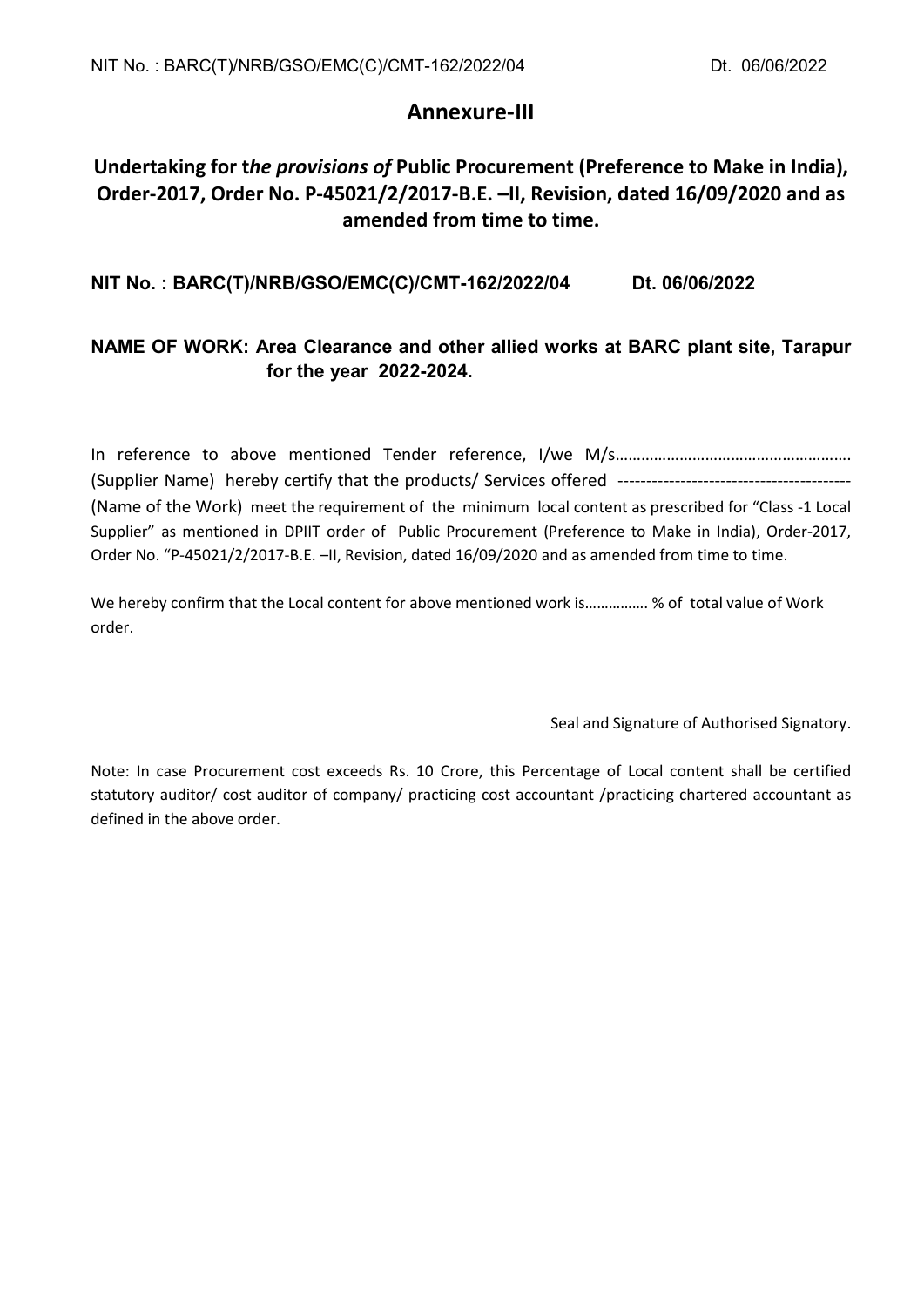# Annexure-III

## Undertaking for t*he provisions of* Public Procurement (Preference to Make in India), Order-2017, Order No. P-45021/2/2017-B.E. –II, Revision, dated 16/09/2020 and as amended from time to time.

**NIT No. : BARC(T)/NRB/GSO/EMC(C)/CMT-162/2022/04 Dt. 06/06/2022**

**NAME OF WORK: Area Clearance and other allied works at BARC plant site, Tarapur for the year 2022-2024.**

In reference to above mentioned Tender reference, I/we M/s………………………………………………. (Supplier Name) hereby certify that the products/ Services offered ---------------------------------------- (Name of the Work) meet the requirement of the minimum local content as prescribed for "Class -1 Local Supplier" as mentioned in DPIIT order of Public Procurement (Preference to Make in India), Order-2017, Order No. "P-45021/2/2017-B.E. –II, Revision, dated 16/09/2020 and as amended from time to time.

We hereby confirm that the Local content for above mentioned work is……………. % of total value of Work order.

Seal and Signature of Authorised Signatory.

Note: In case Procurement cost exceeds Rs. 10 Crore, this Percentage of Local content shall be certified statutory auditor/ cost auditor of company/ practicing cost accountant /practicing chartered accountant as defined in the above order.